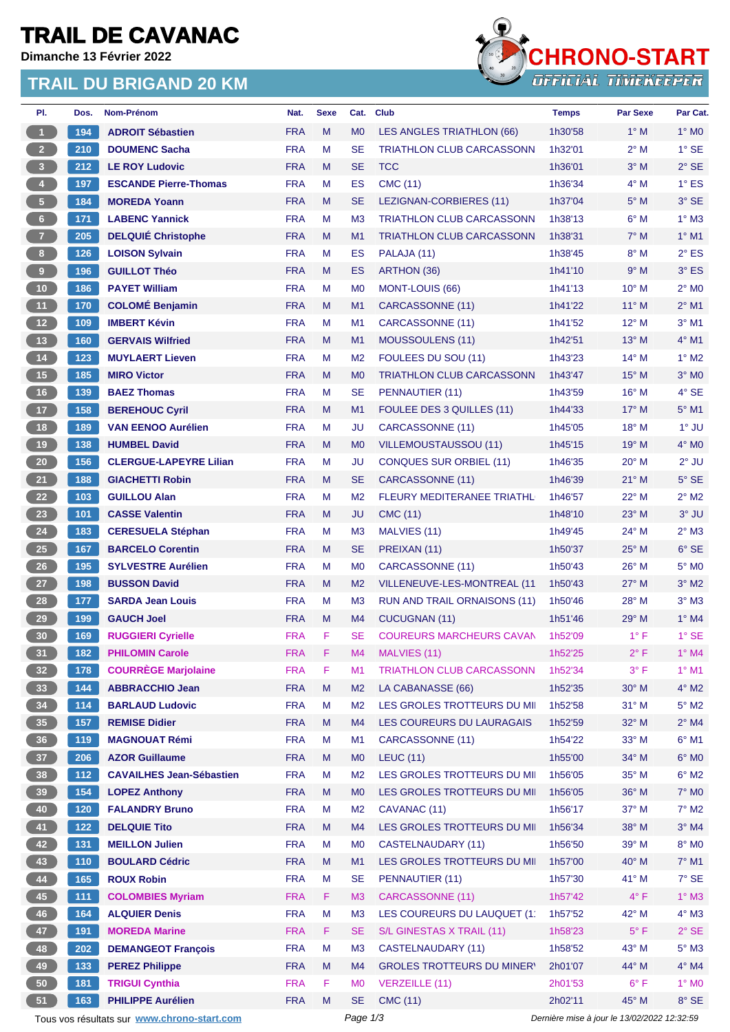# TRAIL DE CAVANAC

**Dimanche 13 Février 2022**

## TRAIL DU BRIGAND 20 KM

CHRONO-START
OFFICIAL TIMEKEEPER

| Pl. | Dos. | Nom-Prénom | Nat. | Sexe | Cat. | Club | Temps | Par Sexe | Par Cat. |
|---|---|---|---|---|---|---|---|---|---|
| 1 | 194 | ADROIT Sébastien | FRA | M | M0 | LES ANGLES TRIATHLON (66) | 1h30'58 | 1° M | 1° M0 |
| 2 | 210 | DOUMENC Sacha | FRA | M | SE | TRIATHLON CLUB CARCASSONN | 1h32'01 | 2° M | 1° SE |
| 3 | 212 | LE ROY Ludovic | FRA | M | SE | TCC | 1h36'01 | 3° M | 2° SE |
| 4 | 197 | ESCANDE Pierre-Thomas | FRA | M | ES | CMC (11) | 1h36'34 | 4° M | 1° ES |
| 5 | 184 | MOREDA Yoann | FRA | M | SE | LEZIGNAN-CORBIERES (11) | 1h37'04 | 5° M | 3° SE |
| 6 | 171 | LABENC Yannick | FRA | M | M3 | TRIATHLON CLUB CARCASSONN | 1h38'13 | 6° M | 1° M3 |
| 7 | 205 | DELQUIÉ Christophe | FRA | M | M1 | TRIATHLON CLUB CARCASSONN | 1h38'31 | 7° M | 1° M1 |
| 8 | 126 | LOISON Sylvain | FRA | M | ES | PALAJA (11) | 1h38'45 | 8° M | 2° ES |
| 9 | 196 | GUILLOT Théo | FRA | M | ES | ARTHON (36) | 1h41'10 | 9° M | 3° ES |
| 10 | 186 | PAYET William | FRA | M | M0 | MONT-LOUIS (66) | 1h41'13 | 10° M | 2° M0 |
| 11 | 170 | COLOMÉ Benjamin | FRA | M | M1 | CARCASSONNE (11) | 1h41'22 | 11° M | 2° M1 |
| 12 | 109 | IMBERT Kévin | FRA | M | M1 | CARCASSONNE (11) | 1h41'52 | 12° M | 3° M1 |
| 13 | 160 | GERVAIS Wilfried | FRA | M | M1 | MOUSSOULENS (11) | 1h42'51 | 13° M | 4° M1 |
| 14 | 123 | MUYLAERT Lieven | FRA | M | M2 | FOULEES DU SOU (11) | 1h43'23 | 14° M | 1° M2 |
| 15 | 185 | MIRO Victor | FRA | M | M0 | TRIATHLON CLUB CARCASSONN | 1h43'47 | 15° M | 3° M0 |
| 16 | 139 | BAEZ Thomas | FRA | M | SE | PENNAUTIER (11) | 1h43'59 | 16° M | 4° SE |
| 17 | 158 | BEREHOUC Cyril | FRA | M | M1 | FOULEE DES 3 QUILLES (11) | 1h44'33 | 17° M | 5° M1 |
| 18 | 189 | VAN EENOO Aurélien | FRA | M | JU | CARCASSONNE (11) | 1h45'05 | 18° M | 1° JU |
| 19 | 138 | HUMBEL David | FRA | M | M0 | VILLEMOUSTAUSSOU (11) | 1h45'15 | 19° M | 4° M0 |
| 20 | 156 | CLERGUE-LAPEYRE Lilian | FRA | M | JU | CONQUES SUR ORBIEL (11) | 1h46'35 | 20° M | 2° JU |
| 21 | 188 | GIACHETTI Robin | FRA | M | SE | CARCASSONNE (11) | 1h46'39 | 21° M | 5° SE |
| 22 | 103 | GUILLOU Alan | FRA | M | M2 | FLEURY MEDITERANEE TRIATHL | 1h46'57 | 22° M | 2° M2 |
| 23 | 101 | CASSE Valentin | FRA | M | JU | CMC (11) | 1h48'10 | 23° M | 3° JU |
| 24 | 183 | CERESUELA Stéphan | FRA | M | M3 | MALVIES (11) | 1h49'45 | 24° M | 2° M3 |
| 25 | 167 | BARCELO Corentin | FRA | M | SE | PREIXAN (11) | 1h50'37 | 25° M | 6° SE |
| 26 | 195 | SYLVESTRE Aurélien | FRA | M | M0 | CARCASSONNE (11) | 1h50'43 | 26° M | 5° M0 |
| 27 | 198 | BUSSON David | FRA | M | M2 | VILLENEUVE-LES-MONTREAL (11 | 1h50'43 | 27° M | 3° M2 |
| 28 | 177 | SARDA Jean Louis | FRA | M | M3 | RUN AND TRAIL ORNAISONS (11) | 1h50'46 | 28° M | 3° M3 |
| 29 | 199 | GAUCH Joel | FRA | M | M4 | CUCUGNAN (11) | 1h51'46 | 29° M | 1° M4 |
| 30 | 169 | RUGGIERI Cyrielle | FRA | F | SE | COUREURS MARCHEURS CAVAN | 1h52'09 | 1° F | 1° SE |
| 31 | 182 | PHILOMIN Carole | FRA | F | M4 | MALVIES (11) | 1h52'25 | 2° F | 1° M4 |
| 32 | 178 | COURRÈGE Marjolaine | FRA | F | M1 | TRIATHLON CLUB CARCASSONN | 1h52'34 | 3° F | 1° M1 |
| 33 | 144 | ABBRACCHIO Jean | FRA | M | M2 | LA CABANASSE (66) | 1h52'35 | 30° M | 4° M2 |
| 34 | 114 | BARLAUD Ludovic | FRA | M | M2 | LES GROLES TROTTEURS DU MI | 1h52'58 | 31° M | 5° M2 |
| 35 | 157 | REMISE Didier | FRA | M | M4 | LES COUREURS DU LAURAGAIS | 1h52'59 | 32° M | 2° M4 |
| 36 | 119 | MAGNOUAT Rémi | FRA | M | M1 | CARCASSONNE (11) | 1h54'22 | 33° M | 6° M1 |
| 37 | 206 | AZOR Guillaume | FRA | M | M0 | LEUC (11) | 1h55'00 | 34° M | 6° M0 |
| 38 | 112 | CAVAILHES Jean-Sébastien | FRA | M | M2 | LES GROLES TROTTEURS DU MI | 1h56'05 | 35° M | 6° M2 |
| 39 | 154 | LOPEZ Anthony | FRA | M | M0 | LES GROLES TROTTEURS DU MI | 1h56'05 | 36° M | 7° M0 |
| 40 | 120 | FALANDRY Bruno | FRA | M | M2 | CAVANAC (11) | 1h56'17 | 37° M | 7° M2 |
| 41 | 122 | DELQUIE Tito | FRA | M | M4 | LES GROLES TROTTEURS DU MI | 1h56'34 | 38° M | 3° M4 |
| 42 | 131 | MEILLON Julien | FRA | M | M0 | CASTELNAUDARY (11) | 1h56'50 | 39° M | 8° M0 |
| 43 | 110 | BOULARD Cédric | FRA | M | M1 | LES GROLES TROTTEURS DU MI | 1h57'00 | 40° M | 7° M1 |
| 44 | 165 | ROUX Robin | FRA | M | SE | PENNAUTIER (11) | 1h57'30 | 41° M | 7° SE |
| 45 | 111 | COLOMBIES Myriam | FRA | F | M3 | CARCASSONNE (11) | 1h57'42 | 4° F | 1° M3 |
| 46 | 164 | ALQUIER Denis | FRA | M | M3 | LES COUREURS DU LAUQUET (1 | 1h57'52 | 42° M | 4° M3 |
| 47 | 191 | MOREDA Marine | FRA | F | SE | S/L GINESTAS X TRAIL (11) | 1h58'23 | 5° F | 2° SE |
| 48 | 202 | DEMANGEOT François | FRA | M | M3 | CASTELNAUDARY (11) | 1h58'52 | 43° M | 5° M3 |
| 49 | 133 | PEREZ Philippe | FRA | M | M4 | GROLES TROTTEURS DU MINER | 2h01'07 | 44° M | 4° M4 |
| 50 | 181 | TRIGUI Cynthia | FRA | F | M0 | VERZEILLE (11) | 2h01'53 | 6° F | 1° M0 |
| 51 | 163 | PHILIPPE Aurélien | FRA | M | SE | CMC (11) | 2h02'11 | 45° M | 8° SE |

Tous vos résultats sur www.chrono-start.com

*Dernière mise à jour le 13/02/2022 12:32:59*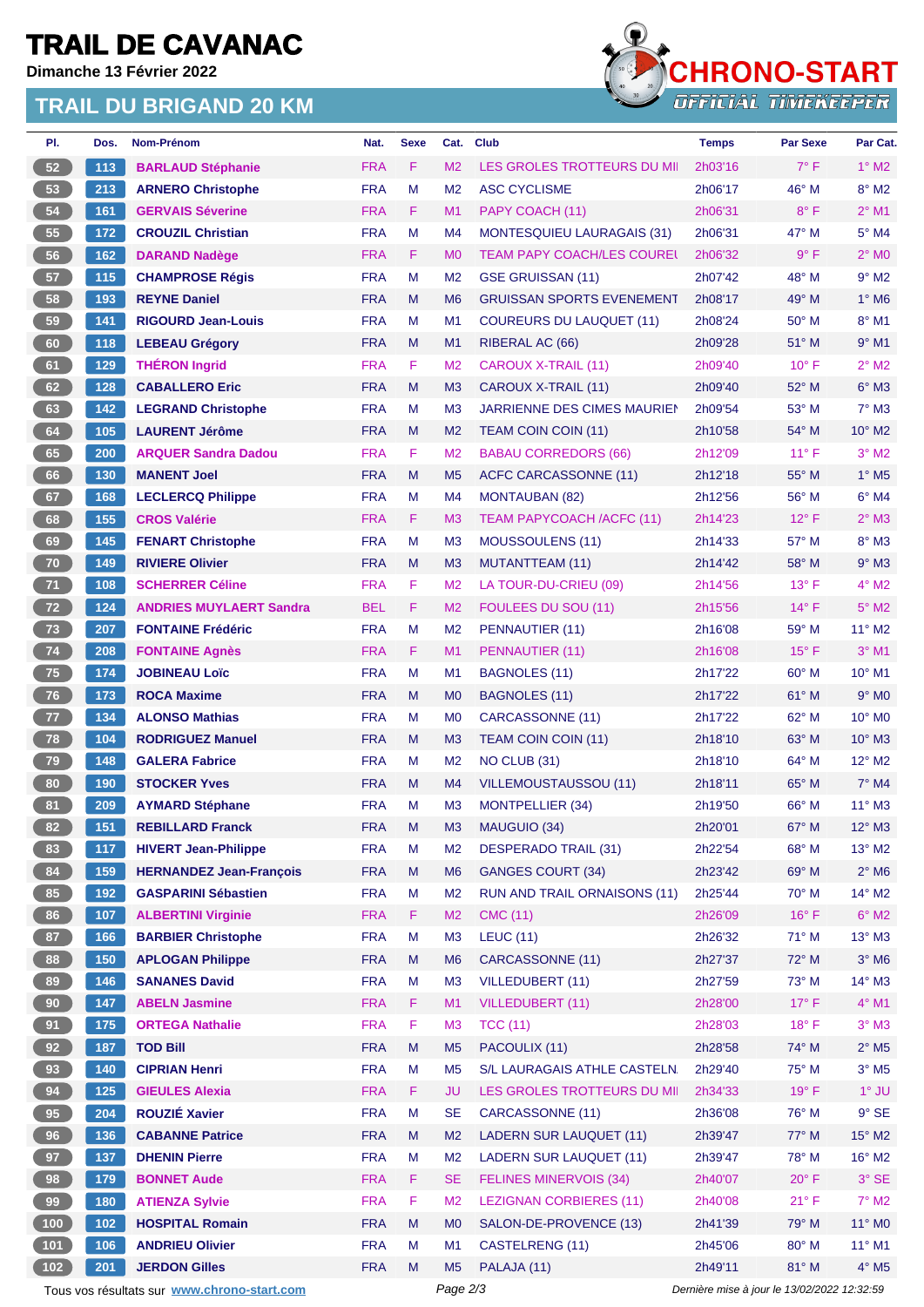# TRAIL DE CAVANAC

**Dimanche 13 Février 2022**

## TRAIL DU BRIGAND 20 KM

| Pl. | Dos. | Nom-Prénom | Nat. | Sexe | Cat. | Club | Temps | Par Sexe | Par Cat. |
|---|---|---|---|---|---|---|---|---|---|
| 52 | 113 | BARLAUD Stéphanie | FRA | F | M2 | LES GROLES TROTTEURS DU MI | 2h03'16 | 7° F | 1° M2 |
| 53 | 213 | ARNERO Christophe | FRA | M | M2 | ASC CYCLISME | 2h06'17 | 46° M | 8° M2 |
| 54 | 161 | GERVAIS Séverine | FRA | F | M1 | PAPY COACH (11) | 2h06'31 | 8° F | 2° M1 |
| 55 | 172 | CROUZIL Christian | FRA | M | M4 | MONTESQUIEU LAURAGAIS (31) | 2h06'31 | 47° M | 5° M4 |
| 56 | 162 | DARAND Nadège | FRA | F | M0 | TEAM PAPY COACH/LES COUREU | 2h06'32 | 9° F | 2° M0 |
| 57 | 115 | CHAMPROSE Régis | FRA | M | M2 | GSE GRUISSAN (11) | 2h07'42 | 48° M | 9° M2 |
| 58 | 193 | REYNE Daniel | FRA | M | M6 | GRUISSAN SPORTS EVENEMENT | 2h08'17 | 49° M | 1° M6 |
| 59 | 141 | RIGOURD Jean-Louis | FRA | M | M1 | COUREURS DU LAUQUET (11) | 2h08'24 | 50° M | 8° M1 |
| 60 | 118 | LEBEAU Grégory | FRA | M | M1 | RIBERAL AC (66) | 2h09'28 | 51° M | 9° M1 |
| 61 | 129 | THÉRON Ingrid | FRA | F | M2 | CAROUX X-TRAIL (11) | 2h09'40 | 10° F | 2° M2 |
| 62 | 128 | CABALLERO Eric | FRA | M | M3 | CAROUX X-TRAIL (11) | 2h09'40 | 52° M | 6° M3 |
| 63 | 142 | LEGRAND Christophe | FRA | M | M3 | JARRIENNE DES CIMES MAURIEN | 2h09'54 | 53° M | 7° M3 |
| 64 | 105 | LAURENT Jérôme | FRA | M | M2 | TEAM COIN COIN (11) | 2h10'58 | 54° M | 10° M2 |
| 65 | 200 | ARQUER Sandra Dadou | FRA | F | M2 | BABAU CORREDORS (66) | 2h12'09 | 11° F | 3° M2 |
| 66 | 130 | MANENT Joel | FRA | M | M5 | ACFC CARCASSONNE (11) | 2h12'18 | 55° M | 1° M5 |
| 67 | 168 | LECLERCQ Philippe | FRA | M | M4 | MONTAUBAN (82) | 2h12'56 | 56° M | 6° M4 |
| 68 | 155 | CROS Valérie | FRA | F | M3 | TEAM PAPYCOACH /ACFC (11) | 2h14'23 | 12° F | 2° M3 |
| 69 | 145 | FENART Christophe | FRA | M | M3 | MOUSSOULENS (11) | 2h14'33 | 57° M | 8° M3 |
| 70 | 149 | RIVIERE Olivier | FRA | M | M3 | MUTANTTEAM (11) | 2h14'42 | 58° M | 9° M3 |
| 71 | 108 | SCHERRER Céline | FRA | F | M2 | LA TOUR-DU-CRIEU (09) | 2h14'56 | 13° F | 4° M2 |
| 72 | 124 | ANDRIES MUYLAERT Sandra | BEL | F | M2 | FOULEES DU SOU (11) | 2h15'56 | 14° F | 5° M2 |
| 73 | 207 | FONTAINE Frédéric | FRA | M | M2 | PENNAUTIER (11) | 2h16'08 | 59° M | 11° M2 |
| 74 | 208 | FONTAINE Agnès | FRA | F | M1 | PENNAUTIER (11) | 2h16'08 | 15° F | 3° M1 |
| 75 | 174 | JOBINEAU Loïc | FRA | M | M1 | BAGNOLES (11) | 2h17'22 | 60° M | 10° M1 |
| 76 | 173 | ROCA Maxime | FRA | M | M0 | BAGNOLES (11) | 2h17'22 | 61° M | 9° M0 |
| 77 | 134 | ALONSO Mathias | FRA | M | M0 | CARCASSONNE (11) | 2h17'22 | 62° M | 10° M0 |
| 78 | 104 | RODRIGUEZ Manuel | FRA | M | M3 | TEAM COIN COIN (11) | 2h18'10 | 63° M | 10° M3 |
| 79 | 148 | GALERA Fabrice | FRA | M | M2 | NO CLUB (31) | 2h18'10 | 64° M | 12° M2 |
| 80 | 190 | STOCKER Yves | FRA | M | M4 | VILLEMOUSTAUSSOU (11) | 2h18'11 | 65° M | 7° M4 |
| 81 | 209 | AYMARD Stéphane | FRA | M | M3 | MONTPELLIER (34) | 2h19'50 | 66° M | 11° M3 |
| 82 | 151 | REBILLARD Franck | FRA | M | M3 | MAUGUIO (34) | 2h20'01 | 67° M | 12° M3 |
| 83 | 117 | HIVERT Jean-Philippe | FRA | M | M2 | DESPERADO TRAIL (31) | 2h22'54 | 68° M | 13° M2 |
| 84 | 159 | HERNANDEZ Jean-François | FRA | M | M6 | GANGES COURT (34) | 2h23'42 | 69° M | 2° M6 |
| 85 | 192 | GASPARINI Sébastien | FRA | M | M2 | RUN AND TRAIL ORNAISONS (11) | 2h25'44 | 70° M | 14° M2 |
| 86 | 107 | ALBERTINI Virginie | FRA | F | M2 | CMC (11) | 2h26'09 | 16° F | 6° M2 |
| 87 | 166 | BARBIER Christophe | FRA | M | M3 | LEUC (11) | 2h26'32 | 71° M | 13° M3 |
| 88 | 150 | APLOGAN Philippe | FRA | M | M6 | CARCASSONNE (11) | 2h27'37 | 72° M | 3° M6 |
| 89 | 146 | SANANES David | FRA | M | M3 | VILLEDUBERT (11) | 2h27'59 | 73° M | 14° M3 |
| 90 | 147 | ABELN Jasmine | FRA | F | M1 | VILLEDUBERT (11) | 2h28'00 | 17° F | 4° M1 |
| 91 | 175 | ORTEGA Nathalie | FRA | F | M3 | TCC (11) | 2h28'03 | 18° F | 3° M3 |
| 92 | 187 | TOD Bill | FRA | M | M5 | PACOULIX (11) | 2h28'58 | 74° M | 2° M5 |
| 93 | 140 | CIPRIAN Henri | FRA | M | M5 | S/L LAURAGAIS ATHLE CASTELN | 2h29'40 | 75° M | 3° M5 |
| 94 | 125 | GIEULES Alexia | FRA | F | JU | LES GROLES TROTTEURS DU MI | 2h34'33 | 19° F | 1° JU |
| 95 | 204 | ROUZIÉ Xavier | FRA | M | SE | CARCASSONNE (11) | 2h36'08 | 76° M | 9° SE |
| 96 | 136 | CABANNE Patrice | FRA | M | M2 | LADERN SUR LAUQUET (11) | 2h39'47 | 77° M | 15° M2 |
| 97 | 137 | DHENIN Pierre | FRA | M | M2 | LADERN SUR LAUQUET (11) | 2h39'47 | 78° M | 16° M2 |
| 98 | 179 | BONNET Aude | FRA | F | SE | FELINES MINERVOIS (34) | 2h40'07 | 20° F | 3° SE |
| 99 | 180 | ATIENZA Sylvie | FRA | F | M2 | LEZIGNAN CORBIERES (11) | 2h40'08 | 21° F | 7° M2 |
| 100 | 102 | HOSPITAL Romain | FRA | M | M0 | SALON-DE-PROVENCE (13) | 2h41'39 | 79° M | 11° M0 |
| 101 | 106 | ANDRIEU Olivier | FRA | M | M1 | CASTELRENG (11) | 2h45'06 | 80° M | 11° M1 |
| 102 | 201 | JERDON Gilles | FRA | M | M5 | PALAJA (11) | 2h49'11 | 81° M | 4° M5 |

Tous vos résultats sur www.chrono-start.com

Dernière mise à jour le 13/02/2022 12:32:59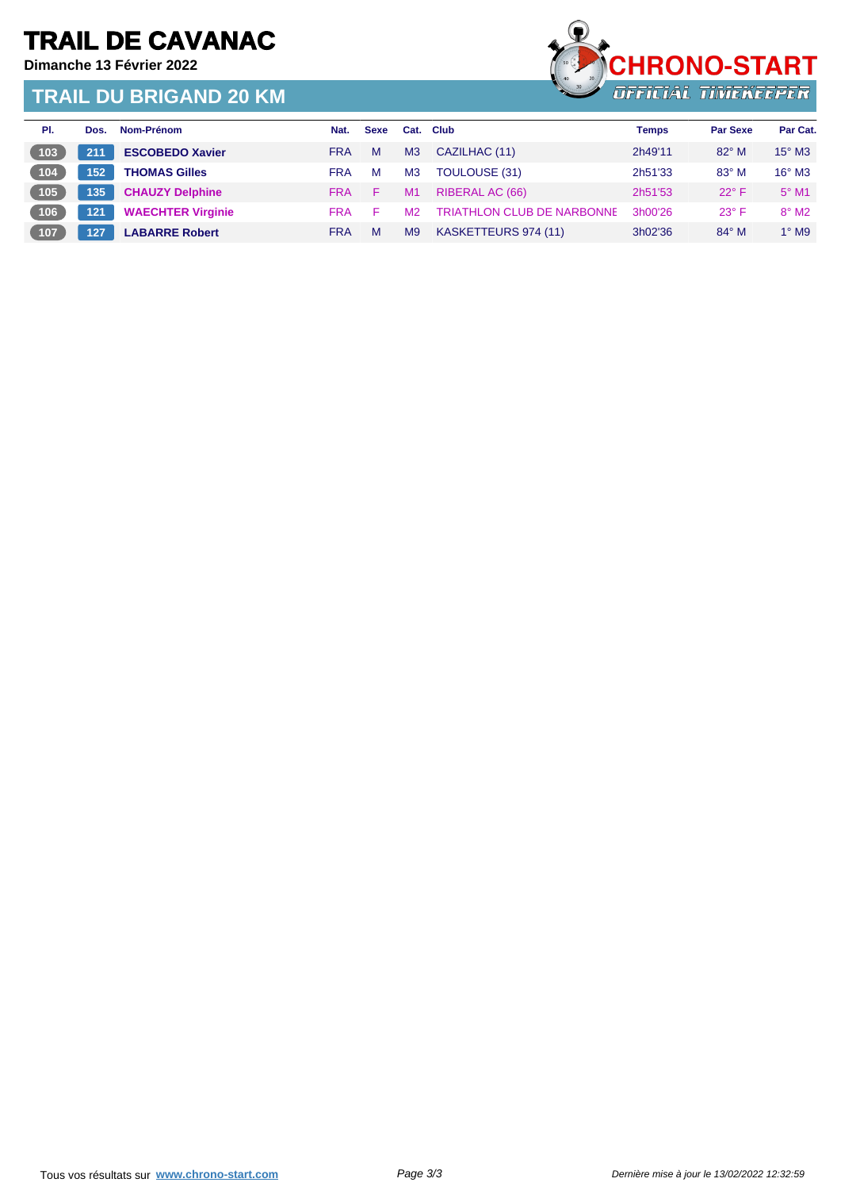# TRAIL DE CAVANAC

**Dimanche 13 Février 2022**

CHRONO-START
OFFICIAL TIMEKEEPER

## TRAIL DU BRIGAND 20 KM

| Pl. | Dos. | Nom-Prénom | Nat. | Sexe | Cat. | Club | Temps | Par Sexe | Par Cat. |
|---|---|---|---|---|---|---|---|---|---|
| 103 | 211 | **ESCOBEDO Xavier** | FRA | M | M3 | CAZILHAC (11) | 2h49'11 | 82° M | 15° M3 |
| 104 | 152 | **THOMAS Gilles** | FRA | M | M3 | TOULOUSE (31) | 2h51'33 | 83° M | 16° M3 |
| 105 | 135 | **CHAUZY Delphine** | FRA | F | M1 | RIBERAL AC (66) | 2h51'53 | 22° F | 5° M1 |
| 106 | 121 | **WAECHTER Virginie** | FRA | F | M2 | TRIATHLON CLUB DE NARBONNE | 3h00'26 | 23° F | 8° M2 |
| 107 | 127 | **LABARRE Robert** | FRA | M | M9 | KASKETTEURS 974 (11) | 3h02'36 | 84° M | 1° M9 |

Tous vos résultats sur **www.chrono-start.com**

*Dernière mise à jour le 13/02/2022 12:32:59*